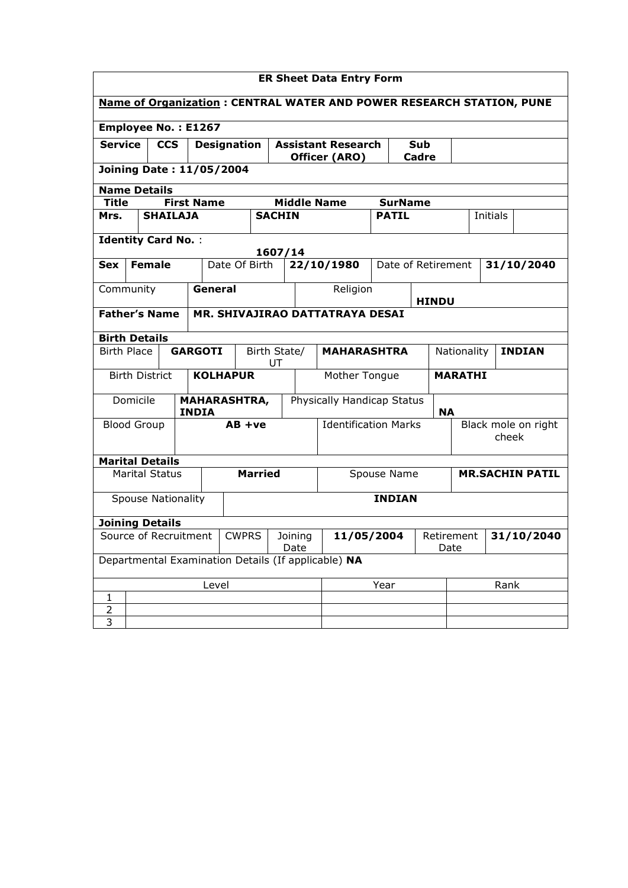# ER Sheet Data Entry Form

**Name of Organization : CENTRAL WATER AND POWER RESEARCH STATION, PUNE**

**Employee No. : E1267**

| Service | CCS | Designation | Assistant Research Officer (ARO) | Sub Cadre | |
|---|---|---|---|---|---|

**Joining Date : 11/05/2004**

**Name Details**

| Title | First Name | Middle Name | SurName | | |
|---|---|---|---|---|---|
| Mrs. | SHAILAJA | SACHIN | PATIL | Initials | |

**Identity Card No.** : 1607/14

| Sex | Female | Date Of Birth | 22/10/1980 | Date of Retirement | 31/10/2040 |
|---|---|---|---|---|---|

| Community | General | Religion | HINDU |
|---|---|---|---|
| **Father's Name** | **MR. SHIVAJIRAO DATTATRAYA DESAI** | | |

**Birth Details**

| Birth Place | GARGOTI | Birth State/ UT | MAHARASHTRA | Nationality | INDIAN |
|---|---|---|---|---|---|
| Birth District | KOLHAPUR | Mother Tongue | MARATHI | | |
| Domicile | MAHARASHTRA, INDIA | Physically Handicap Status | NA | | |
| Blood Group | AB +ve | Identification Marks | Black mole on right cheek | | |

**Marital Details**

| Marital Status | Married | Spouse Name | MR.SACHIN PATIL |
|---|---|---|---|
| Spouse Nationality | INDIAN | | |

**Joining Details**

| Source of Recruitment | CWPRS | Joining Date | 11/05/2004 | Retirement Date | 31/10/2040 |
|---|---|---|---|---|---|

Departmental Examination Details (If applicable) **NA**

| | Level | Year | Rank |
|---|---|---|---|
| 1 | | | |
| 2 | | | |
| 3 | | | |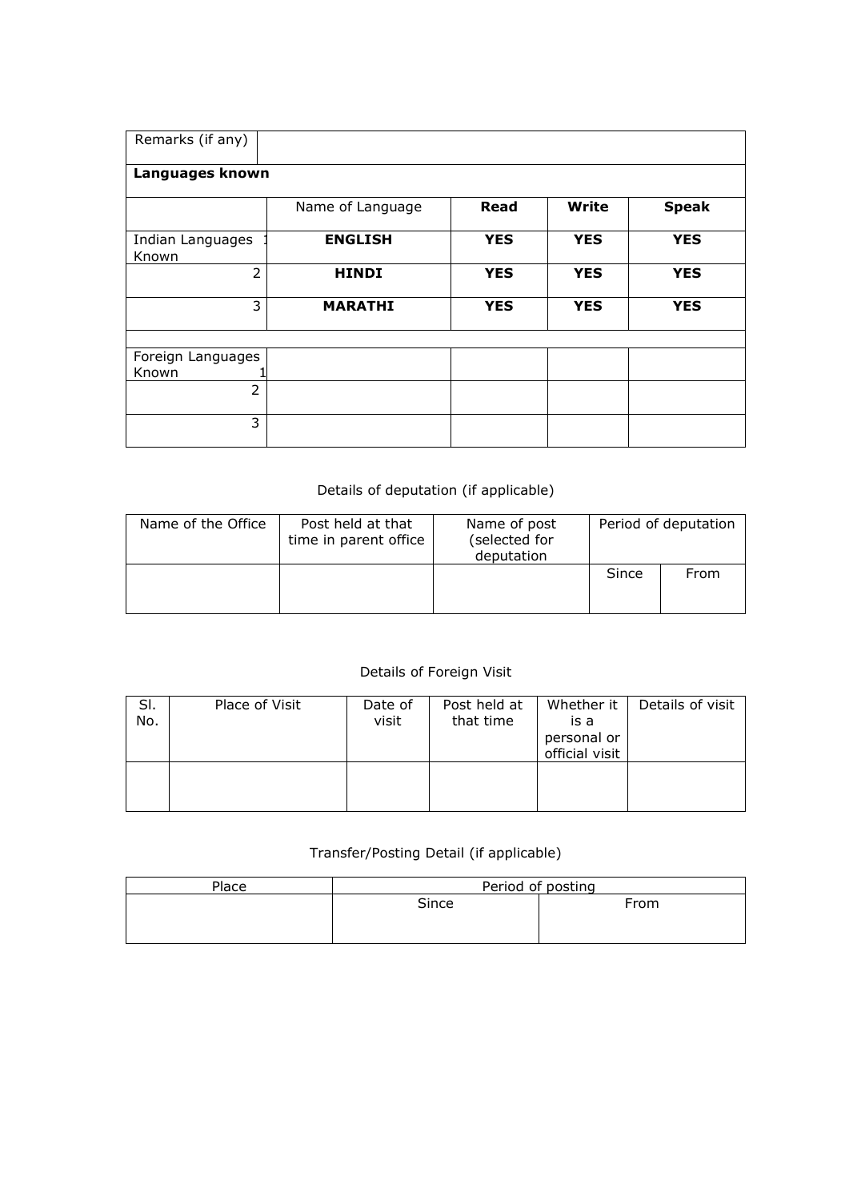| Remarks (if any) | | | | |
|---|---|---|---|---|
| **Languages known** | | | | |
| | Name of Language | **Read** | **Write** | **Speak** |
| Indian Languages Known 1 | **ENGLISH** | **YES** | **YES** | **YES** |
| 2 | **HINDI** | **YES** | **YES** | **YES** |
| 3 | **MARATHI** | **YES** | **YES** | **YES** |
| | | | | |
| Foreign Languages Known 1 | | | | |
| 2 | | | | |
| 3 | | | | |

Details of deputation (if applicable)

| Name of the Office | Post held at that time in parent office | Name of post (selected for deputation | Period of deputation | |
|---|---|---|---|---|
| | | | Since | From |

Details of Foreign Visit

| Sl. No. | Place of Visit | Date of visit | Post held at that time | Whether it is a personal or official visit | Details of visit |
|---|---|---|---|---|---|
| | | | | | |

Transfer/Posting Detail (if applicable)

| Place | Period of posting | |
|---|---|---|
| | Since | From |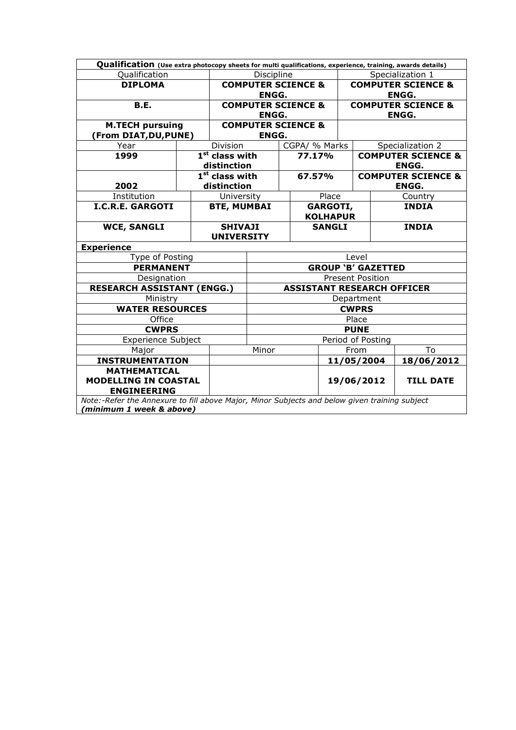**Qualification** *(Use extra photocopy sheets for multi qualifications, experience, training, awards details)*

| Qualification | Discipline | Specialization 1 |
|---|---|---|
| **DIPLOMA** | **COMPUTER SCIENCE & ENGG.** | **COMPUTER SCIENCE & ENGG.** |
| **B.E.** | **COMPUTER SCIENCE & ENGG.** | **COMPUTER SCIENCE & ENGG.** |
| **M.TECH pursuing (From DIAT,DU,PUNE)** | **COMPUTER SCIENCE & ENGG.** | |

| Year | Division | CGPA/ % Marks | Specialization 2 |
|---|---|---|---|
| **1999** | **1st class with distinction** | **77.17%** | **COMPUTER SCIENCE & ENGG.** |
| **2002** | **1st class with distinction** | **67.57%** | **COMPUTER SCIENCE & ENGG.** |

| Institution | University | Place | Country |
|---|---|---|---|
| **I.C.R.E. GARGOTI** | **BTE, MUMBAI** | **GARGOTI, KOLHAPUR** | **INDIA** |
| **WCE, SANGLI** | **SHIVAJI UNIVERSITY** | **SANGLI** | **INDIA** |

**Experience**

| Type of Posting | Level |
|---|---|
| **PERMANENT** | **GROUP 'B' GAZETTED** |
| Designation | Present Position |
| **RESEARCH ASSISTANT (ENGG.)** | **ASSISTANT RESEARCH OFFICER** |
| Ministry | Department |
| **WATER RESOURCES** | **CWPRS** |
| Office | Place |
| **CWPRS** | **PUNE** |

| Experience Subject | | Period of Posting | |
|---|---|---|---|
| Major | Minor | From | To |
| **INSTRUMENTATION** | | **11/05/2004** | **18/06/2012** |
| **MATHEMATICAL MODELLING IN COASTAL ENGINEERING** | | **19/06/2012** | **TILL DATE** |

*Note:-Refer the Annexure to fill above Major, Minor Subjects and below given training subject* ***(minimum 1 week & above)***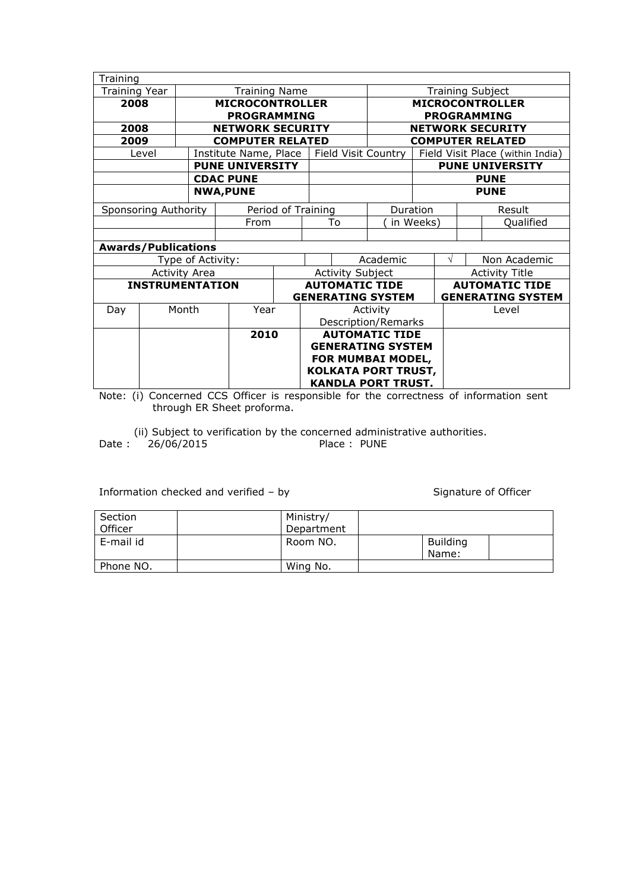Training

| Training Year | Training Name | Training Subject |
|---|---|---|
| **2008** | **MICROCONTROLLER PROGRAMMING** | **MICROCONTROLLER PROGRAMMING** |
| **2008** | **NETWORK SECURITY** | **NETWORK SECURITY** |
| **2009** | **COMPUTER RELATED** | **COMPUTER RELATED** |

| Level | Institute Name, Place | Field Visit Country | Field Visit Place (within India) |
|---|---|---|---|
| | **PUNE UNIVERSITY** | | **PUNE UNIVERSITY** |
| | **CDAC PUNE** | | **PUNE** |
| | **NWA,PUNE** | | **PUNE** |

| Sponsoring Authority | Period of Training | | Duration | Result |
|---|---|---|---|---|
| | From | To | ( in Weeks) | Qualified |
| | | | | |

**Awards/Publications**

| Type of Activity: | | Academic | √ | Non Academic |
|---|---|---|---|---|

| Activity Area | Activity Subject | Activity Title |
|---|---|---|
| **INSTRUMENTATION** | **AUTOMATIC TIDE GENERATING SYSTEM** | **AUTOMATIC TIDE GENERATING SYSTEM** |

| Day | Month | Year | Activity Description/Remarks | Level |
|---|---|---|---|---|
| | | **2010** | **AUTOMATIC TIDE GENERATING SYSTEM FOR MUMBAI MODEL, KOLKATA PORT TRUST, KANDLA PORT TRUST.** | |

Note: (i) Concerned CCS Officer is responsible for the correctness of information sent through ER Sheet proforma.

(ii) Subject to verification by the concerned administrative authorities.

Date : 26/06/2015 Place : PUNE

Information checked and verified – by Signature of Officer

| | | | | | |
|---|---|---|---|---|---|
| Section Officer | | Ministry/ Department | | | |
| E-mail id | | Room NO. | | Building Name: | |
| Phone NO. | | Wing No. | | | |